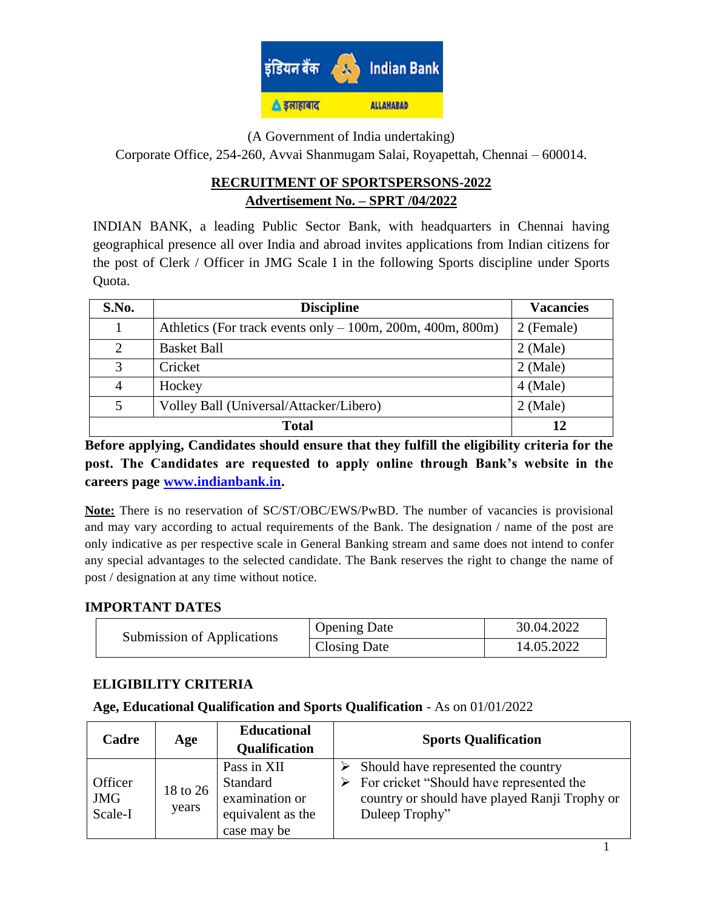इंडियन बैंक Indian Bank

इलाहाबाद ALLAHABAD

(A Government of India undertaking)

Corporate Office, 254-260, Avvai Shanmugam Salai, Royapettah, Chennai – 600014.

## RECRUITMENT OF SPORTSPERSONS-2022

## Advertisement No. – SPRT /04/2022

INDIAN BANK, a leading Public Sector Bank, with headquarters in Chennai having geographical presence all over India and abroad invites applications from Indian citizens for the post of Clerk / Officer in JMG Scale I in the following Sports discipline under Sports Quota.

| S.No. | Discipline | Vacancies |
|---|---|---|
| 1 | Athletics (For track events only – 100m, 200m, 400m, 800m) | 2 (Female) |
| 2 | Basket Ball | 2 (Male) |
| 3 | Cricket | 2 (Male) |
| 4 | Hockey | 4 (Male) |
| 5 | Volley Ball (Universal/Attacker/Libero) | 2 (Male) |
| **Total** | | **12** |

**Before applying, Candidates should ensure that they fulfill the eligibility criteria for the post. The Candidates are requested to apply online through Bank's website in the careers page [www.indianbank.in](www.indianbank.in).**

**Note:** There is no reservation of SC/ST/OBC/EWS/PwBD. The number of vacancies is provisional and may vary according to actual requirements of the Bank. The designation / name of the post are only indicative as per respective scale in General Banking stream and same does not intend to confer any special advantages to the selected candidate. The Bank reserves the right to change the name of post / designation at any time without notice.

### IMPORTANT DATES

| Submission of Applications | Opening Date | 30.04.2022 |
|---|---|---|
| | Closing Date | 14.05.2022 |

### ELIGIBILITY CRITERIA

**Age, Educational Qualification and Sports Qualification** - As on 01/01/2022

| Cadre | Age | Educational Qualification | Sports Qualification |
|---|---|---|---|
| Officer JMG Scale-I | 18 to 26 years | Pass in XII Standard examination or equivalent as the case may be | ➢ Should have represented the country<br>➢ For cricket "Should have represented the country or should have played Ranji Trophy or Duleep Trophy" |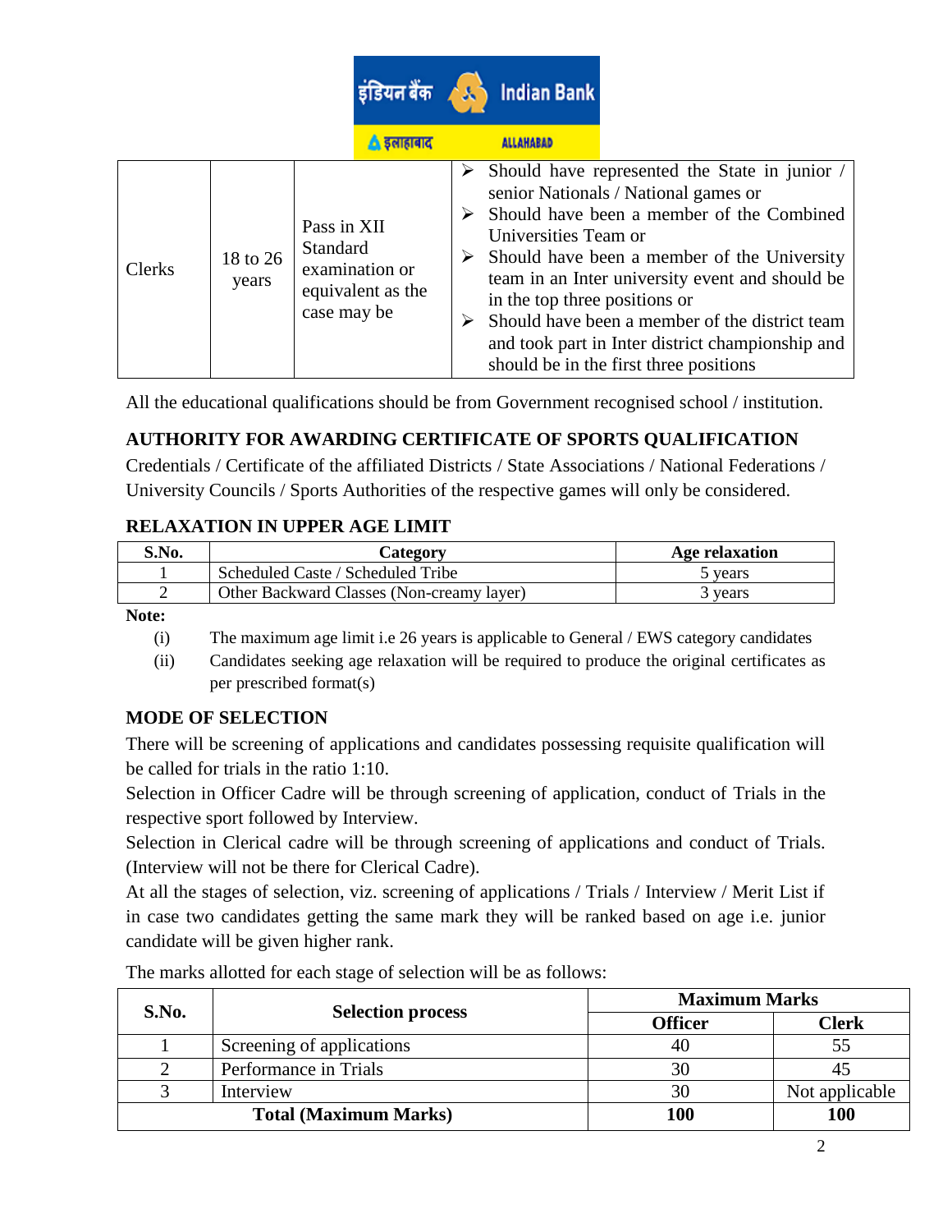| Clerks | 18 to 26 years | Pass in XII Standard examination or equivalent as the case may be | ➢ Should have represented the State in junior / senior Nationals / National games or<br>➢ Should have been a member of the Combined Universities Team or<br>➢ Should have been a member of the University team in an Inter university event and should be in the top three positions or<br>➢ Should have been a member of the district team and took part in Inter district championship and should be in the first three positions |
|---|---|---|---|

All the educational qualifications should be from Government recognised school / institution.

**AUTHORITY FOR AWARDING CERTIFICATE OF SPORTS QUALIFICATION**

Credentials / Certificate of the affiliated Districts / State Associations / National Federations / University Councils / Sports Authorities of the respective games will only be considered.

**RELAXATION IN UPPER AGE LIMIT**

| S.No. | Category | Age relaxation |
|---|---|---|
| 1 | Scheduled Caste / Scheduled Tribe | 5 years |
| 2 | Other Backward Classes (Non-creamy layer) | 3 years |

**Note:**

(i) The maximum age limit i.e 26 years is applicable to General / EWS category candidates

(ii) Candidates seeking age relaxation will be required to produce the original certificates as per prescribed format(s)

**MODE OF SELECTION**

There will be screening of applications and candidates possessing requisite qualification will be called for trials in the ratio 1:10.

Selection in Officer Cadre will be through screening of application, conduct of Trials in the respective sport followed by Interview.

Selection in Clerical cadre will be through screening of applications and conduct of Trials. (Interview will not be there for Clerical Cadre).

At all the stages of selection, viz. screening of applications / Trials / Interview / Merit List if in case two candidates getting the same mark they will be ranked based on age i.e. junior candidate will be given higher rank.

The marks allotted for each stage of selection will be as follows:

| S.No. | Selection process | Maximum Marks | |
|---|---|---|---|
| | | **Officer** | **Clerk** |
| 1 | Screening of applications | 40 | 55 |
| 2 | Performance in Trials | 30 | 45 |
| 3 | Interview | 30 | Not applicable |
| **Total (Maximum Marks)** | | **100** | **100** |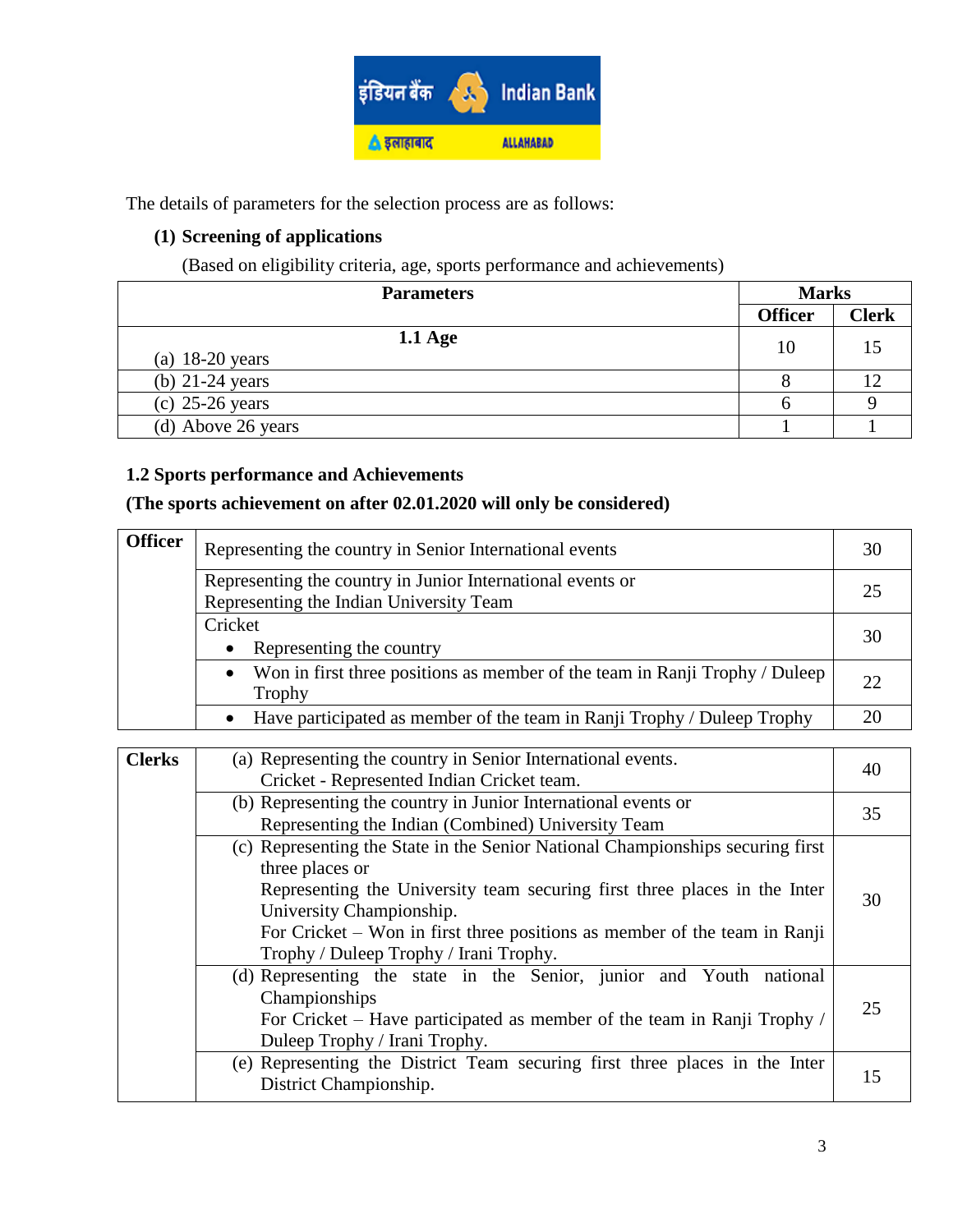The details of parameters for the selection process are as follows:

**(1) Screening of applications**

(Based on eligibility criteria, age, sports performance and achievements)

| Parameters | Marks | |
|---|---|---|
| | **Officer** | **Clerk** |
| **1.1 Age** (a) 18-20 years | 10 | 15 |
| (b) 21-24 years | 8 | 12 |
| (c) 25-26 years | 6 | 9 |
| (d) Above 26 years | 1 | 1 |

**1.2 Sports performance and Achievements**

**(The sports achievement on after 02.01.2020 will only be considered)**

| | | |
|---|---|---|
| **Officer** | Representing the country in Senior International events | 30 |
| | Representing the country in Junior International events or Representing the Indian University Team | 25 |
| | Cricket<br>• Representing the country | 30 |
| | • Won in first three positions as member of the team in Ranji Trophy / Duleep Trophy | 22 |
| | • Have participated as member of the team in Ranji Trophy / Duleep Trophy | 20 |

| | | |
|---|---|---|
| **Clerks** | (a) Representing the country in Senior International events.<br>Cricket - Represented Indian Cricket team. | 40 |
| | (b) Representing the country in Junior International events or<br>Representing the Indian (Combined) University Team | 35 |
| | (c) Representing the State in the Senior National Championships securing first three places or<br>Representing the University team securing first three places in the Inter University Championship.<br>For Cricket – Won in first three positions as member of the team in Ranji Trophy / Duleep Trophy / Irani Trophy. | 30 |
| | (d) Representing the state in the Senior, junior and Youth national Championships<br>For Cricket – Have participated as member of the team in Ranji Trophy / Duleep Trophy / Irani Trophy. | 25 |
| | (e) Representing the District Team securing first three places in the Inter District Championship. | 15 |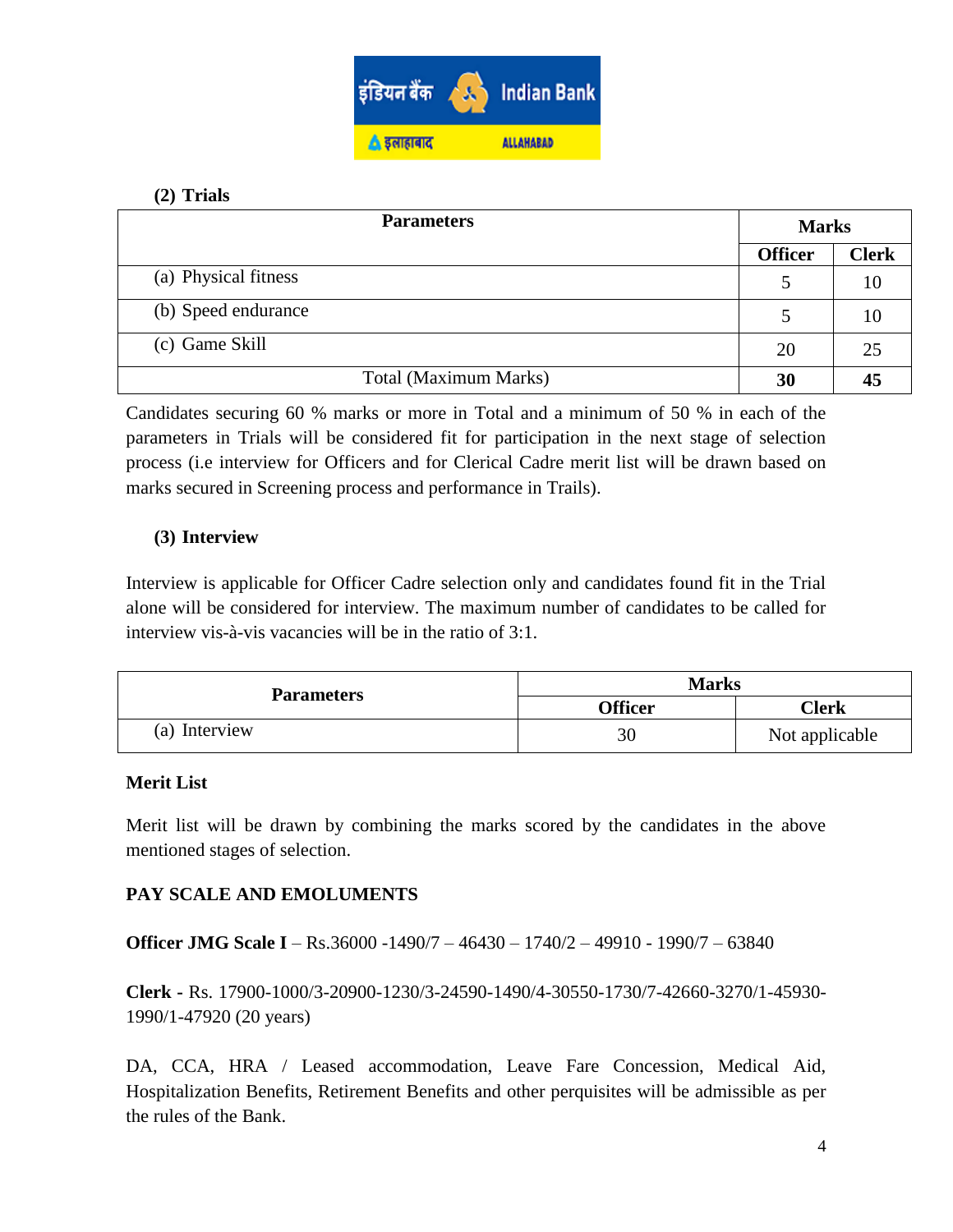**(2) Trials**

| Parameters | Marks | |
|---|---|---|
| | Officer | Clerk |
| (a) Physical fitness | 5 | 10 |
| (b) Speed endurance | 5 | 10 |
| (c) Game Skill | 20 | 25 |
| Total (Maximum Marks) | **30** | **45** |

Candidates securing 60 % marks or more in Total and a minimum of 50 % in each of the parameters in Trials will be considered fit for participation in the next stage of selection process (i.e interview for Officers and for Clerical Cadre merit list will be drawn based on marks secured in Screening process and performance in Trails).

**(3) Interview**

Interview is applicable for Officer Cadre selection only and candidates found fit in the Trial alone will be considered for interview. The maximum number of candidates to be called for interview vis-à-vis vacancies will be in the ratio of 3:1.

| Parameters | Marks | |
|---|---|---|
| | Officer | Clerk |
| (a) Interview | 30 | Not applicable |

**Merit List**

Merit list will be drawn by combining the marks scored by the candidates in the above mentioned stages of selection.

**PAY SCALE AND EMOLUMENTS**

**Officer JMG Scale I** – Rs.36000 -1490/7 – 46430 – 1740/2 – 49910 - 1990/7 – 63840

**Clerk -** Rs. 17900-1000/3-20900-1230/3-24590-1490/4-30550-1730/7-42660-3270/1-45930-1990/1-47920 (20 years)

DA, CCA, HRA / Leased accommodation, Leave Fare Concession, Medical Aid, Hospitalization Benefits, Retirement Benefits and other perquisites will be admissible as per the rules of the Bank.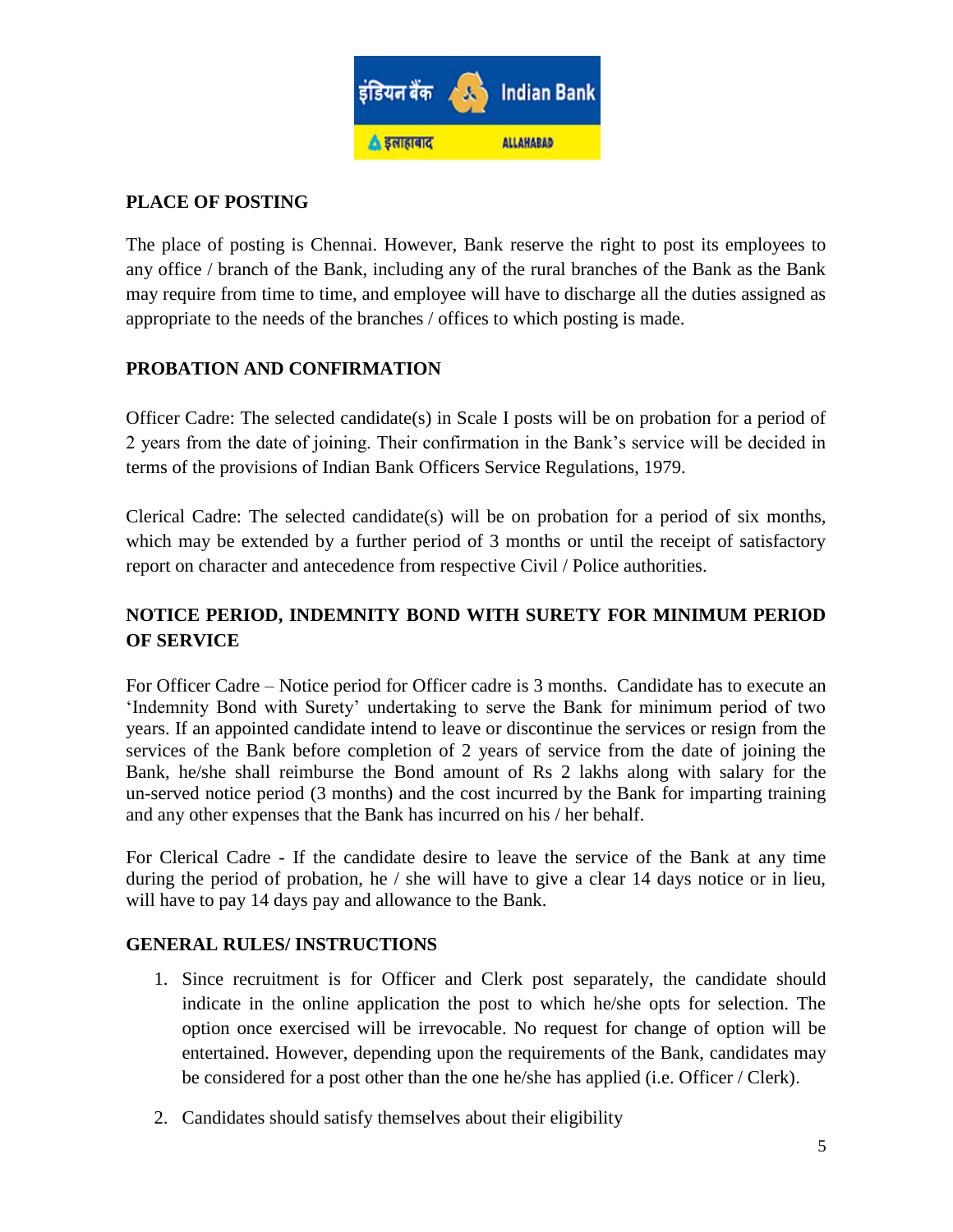## PLACE OF POSTING

The place of posting is Chennai. However, Bank reserve the right to post its employees to any office / branch of the Bank, including any of the rural branches of the Bank as the Bank may require from time to time, and employee will have to discharge all the duties assigned as appropriate to the needs of the branches / offices to which posting is made.

## PROBATION AND CONFIRMATION

Officer Cadre: The selected candidate(s) in Scale I posts will be on probation for a period of 2 years from the date of joining. Their confirmation in the Bank's service will be decided in terms of the provisions of Indian Bank Officers Service Regulations, 1979.

Clerical Cadre: The selected candidate(s) will be on probation for a period of six months, which may be extended by a further period of 3 months or until the receipt of satisfactory report on character and antecedence from respective Civil / Police authorities.

## NOTICE PERIOD, INDEMNITY BOND WITH SURETY FOR MINIMUM PERIOD OF SERVICE

For Officer Cadre – Notice period for Officer cadre is 3 months. Candidate has to execute an 'Indemnity Bond with Surety' undertaking to serve the Bank for minimum period of two years. If an appointed candidate intend to leave or discontinue the services or resign from the services of the Bank before completion of 2 years of service from the date of joining the Bank, he/she shall reimburse the Bond amount of Rs 2 lakhs along with salary for the un-served notice period (3 months) and the cost incurred by the Bank for imparting training and any other expenses that the Bank has incurred on his / her behalf.

For Clerical Cadre - If the candidate desire to leave the service of the Bank at any time during the period of probation, he / she will have to give a clear 14 days notice or in lieu, will have to pay 14 days pay and allowance to the Bank.

## GENERAL RULES/ INSTRUCTIONS

1. Since recruitment is for Officer and Clerk post separately, the candidate should indicate in the online application the post to which he/she opts for selection. The option once exercised will be irrevocable. No request for change of option will be entertained. However, depending upon the requirements of the Bank, candidates may be considered for a post other than the one he/she has applied (i.e. Officer / Clerk).
2. Candidates should satisfy themselves about their eligibility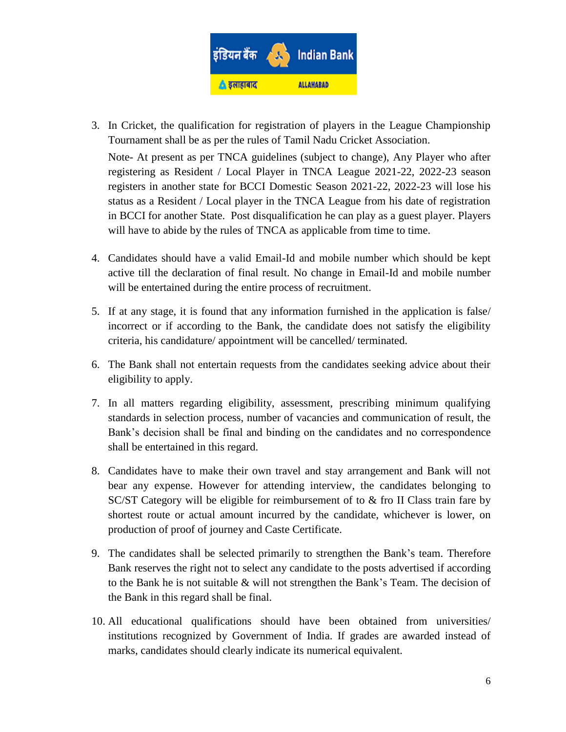3. In Cricket, the qualification for registration of players in the League Championship Tournament shall be as per the rules of Tamil Nadu Cricket Association.

   Note- At present as per TNCA guidelines (subject to change), Any Player who after registering as Resident / Local Player in TNCA League 2021-22, 2022-23 season registers in another state for BCCI Domestic Season 2021-22, 2022-23 will lose his status as a Resident / Local player in the TNCA League from his date of registration in BCCI for another State. Post disqualification he can play as a guest player. Players will have to abide by the rules of TNCA as applicable from time to time.

4. Candidates should have a valid Email-Id and mobile number which should be kept active till the declaration of final result. No change in Email-Id and mobile number will be entertained during the entire process of recruitment.

5. If at any stage, it is found that any information furnished in the application is false/ incorrect or if according to the Bank, the candidate does not satisfy the eligibility criteria, his candidature/ appointment will be cancelled/ terminated.

6. The Bank shall not entertain requests from the candidates seeking advice about their eligibility to apply.

7. In all matters regarding eligibility, assessment, prescribing minimum qualifying standards in selection process, number of vacancies and communication of result, the Bank's decision shall be final and binding on the candidates and no correspondence shall be entertained in this regard.

8. Candidates have to make their own travel and stay arrangement and Bank will not bear any expense. However for attending interview, the candidates belonging to SC/ST Category will be eligible for reimbursement of to & fro II Class train fare by shortest route or actual amount incurred by the candidate, whichever is lower, on production of proof of journey and Caste Certificate.

9. The candidates shall be selected primarily to strengthen the Bank's team. Therefore Bank reserves the right not to select any candidate to the posts advertised if according to the Bank he is not suitable & will not strengthen the Bank's Team. The decision of the Bank in this regard shall be final.

10. All educational qualifications should have been obtained from universities/ institutions recognized by Government of India. If grades are awarded instead of marks, candidates should clearly indicate its numerical equivalent.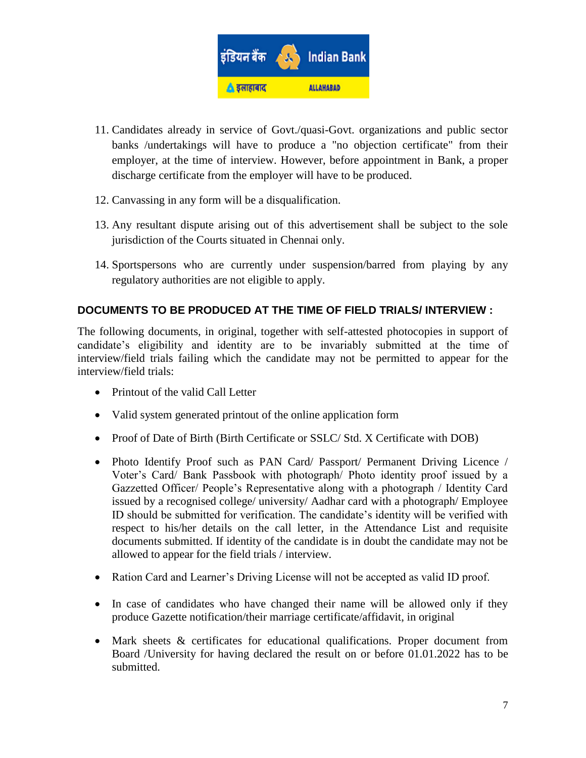11. Candidates already in service of Govt./quasi-Govt. organizations and public sector banks /undertakings will have to produce a "no objection certificate" from their employer, at the time of interview. However, before appointment in Bank, a proper discharge certificate from the employer will have to be produced.

12. Canvassing in any form will be a disqualification.

13. Any resultant dispute arising out of this advertisement shall be subject to the sole jurisdiction of the Courts situated in Chennai only.

14. Sportspersons who are currently under suspension/barred from playing by any regulatory authorities are not eligible to apply.

**DOCUMENTS TO BE PRODUCED AT THE TIME OF FIELD TRIALS/ INTERVIEW :**

The following documents, in original, together with self-attested photocopies in support of candidate's eligibility and identity are to be invariably submitted at the time of interview/field trials failing which the candidate may not be permitted to appear for the interview/field trials:

- Printout of the valid Call Letter
- Valid system generated printout of the online application form
- Proof of Date of Birth (Birth Certificate or SSLC/ Std. X Certificate with DOB)
- Photo Identify Proof such as PAN Card/ Passport/ Permanent Driving Licence / Voter's Card/ Bank Passbook with photograph/ Photo identity proof issued by a Gazzetted Officer/ People's Representative along with a photograph / Identity Card issued by a recognised college/ university/ Aadhar card with a photograph/ Employee ID should be submitted for verification. The candidate's identity will be verified with respect to his/her details on the call letter, in the Attendance List and requisite documents submitted. If identity of the candidate is in doubt the candidate may not be allowed to appear for the field trials / interview.
- Ration Card and Learner's Driving License will not be accepted as valid ID proof.
- In case of candidates who have changed their name will be allowed only if they produce Gazette notification/their marriage certificate/affidavit, in original
- Mark sheets & certificates for educational qualifications. Proper document from Board /University for having declared the result on or before 01.01.2022 has to be submitted.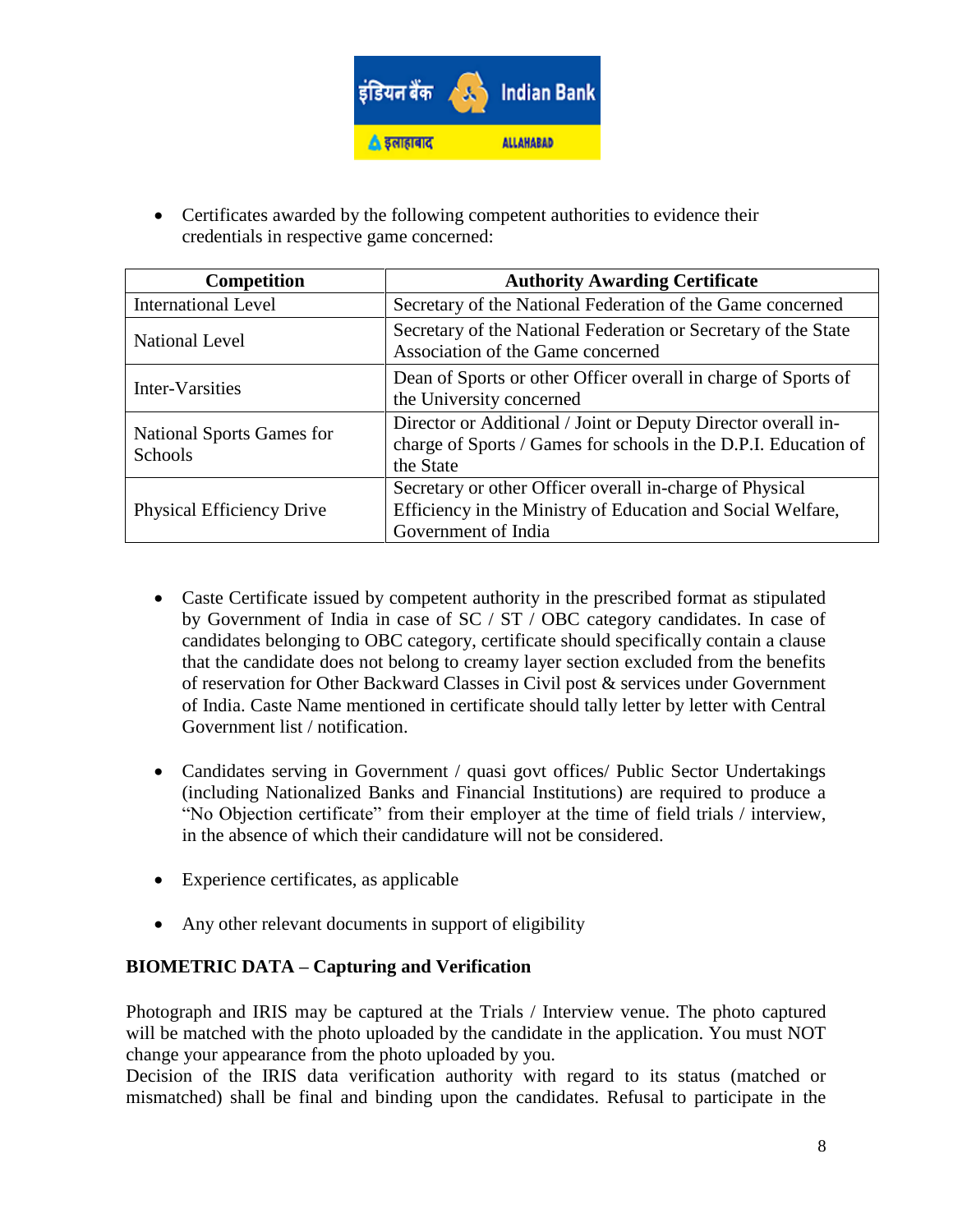- Certificates awarded by the following competent authorities to evidence their credentials in respective game concerned:

| Competition | Authority Awarding Certificate |
|---|---|
| International Level | Secretary of the National Federation of the Game concerned |
| National Level | Secretary of the National Federation or Secretary of the State Association of the Game concerned |
| Inter-Varsities | Dean of Sports or other Officer overall in charge of Sports of the University concerned |
| National Sports Games for Schools | Director or Additional / Joint or Deputy Director overall in-charge of Sports / Games for schools in the D.P.I. Education of the State |
| Physical Efficiency Drive | Secretary or other Officer overall in-charge of Physical Efficiency in the Ministry of Education and Social Welfare, Government of India |

- Caste Certificate issued by competent authority in the prescribed format as stipulated by Government of India in case of SC / ST / OBC category candidates. In case of candidates belonging to OBC category, certificate should specifically contain a clause that the candidate does not belong to creamy layer section excluded from the benefits of reservation for Other Backward Classes in Civil post & services under Government of India. Caste Name mentioned in certificate should tally letter by letter with Central Government list / notification.

- Candidates serving in Government / quasi govt offices/ Public Sector Undertakings (including Nationalized Banks and Financial Institutions) are required to produce a "No Objection certificate" from their employer at the time of field trials / interview, in the absence of which their candidature will not be considered.

- Experience certificates, as applicable

- Any other relevant documents in support of eligibility

**BIOMETRIC DATA – Capturing and Verification**

Photograph and IRIS may be captured at the Trials / Interview venue. The photo captured will be matched with the photo uploaded by the candidate in the application. You must NOT change your appearance from the photo uploaded by you.

Decision of the IRIS data verification authority with regard to its status (matched or mismatched) shall be final and binding upon the candidates. Refusal to participate in the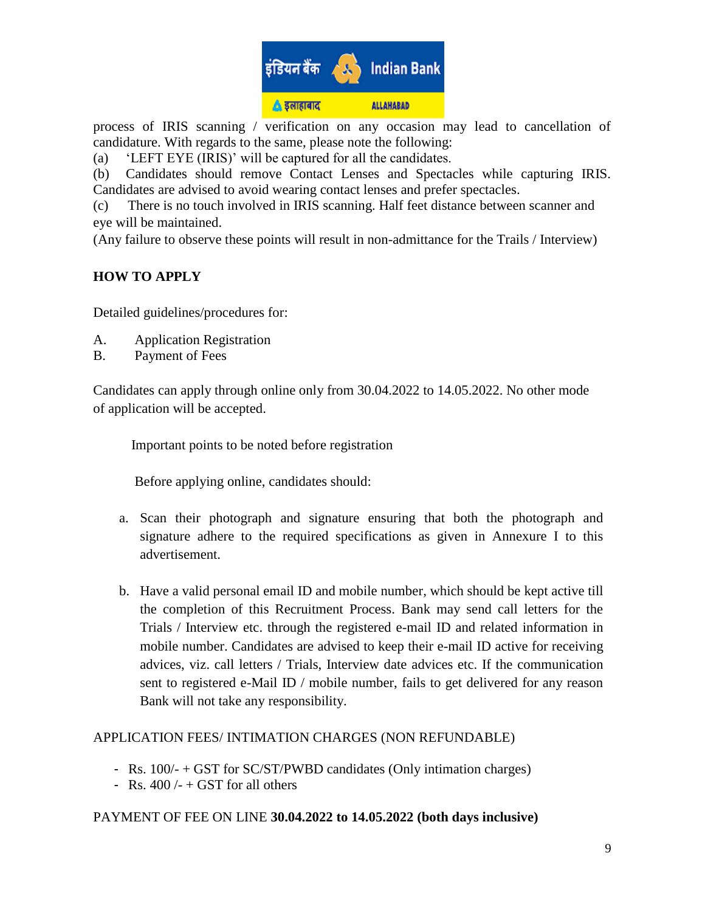process of IRIS scanning / verification on any occasion may lead to cancellation of candidature. With regards to the same, please note the following:

(a) 'LEFT EYE (IRIS)' will be captured for all the candidates.

(b) Candidates should remove Contact Lenses and Spectacles while capturing IRIS. Candidates are advised to avoid wearing contact lenses and prefer spectacles.

(c) There is no touch involved in IRIS scanning. Half feet distance between scanner and eye will be maintained.

(Any failure to observe these points will result in non-admittance for the Trails / Interview)

## HOW TO APPLY

Detailed guidelines/procedures for:

A. Application Registration
B. Payment of Fees

Candidates can apply through online only from 30.04.2022 to 14.05.2022. No other mode of application will be accepted.

Important points to be noted before registration

Before applying online, candidates should:

a. Scan their photograph and signature ensuring that both the photograph and signature adhere to the required specifications as given in Annexure I to this advertisement.

b. Have a valid personal email ID and mobile number, which should be kept active till the completion of this Recruitment Process. Bank may send call letters for the Trials / Interview etc. through the registered e-mail ID and related information in mobile number. Candidates are advised to keep their e-mail ID active for receiving advices, viz. call letters / Trials, Interview date advices etc. If the communication sent to registered e-Mail ID / mobile number, fails to get delivered for any reason Bank will not take any responsibility.

APPLICATION FEES/ INTIMATION CHARGES (NON REFUNDABLE)

- Rs. 100/- + GST for SC/ST/PWBD candidates (Only intimation charges)
- Rs. 400 /- + GST for all others

PAYMENT OF FEE ON LINE **30.04.2022 to 14.05.2022 (both days inclusive)**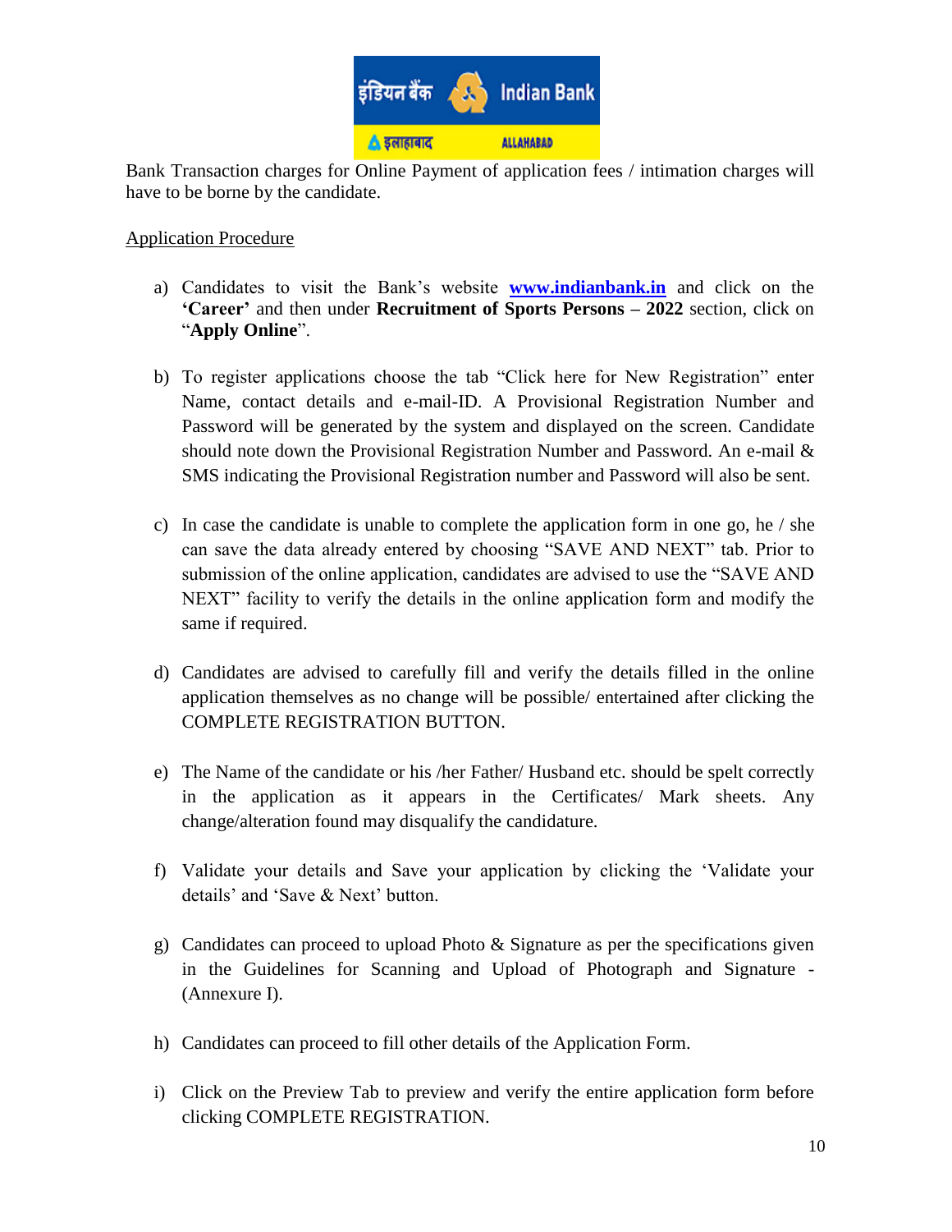Bank Transaction charges for Online Payment of application fees / intimation charges will have to be borne by the candidate.

Application Procedure

a) Candidates to visit the Bank's website **www.indianbank.in** and click on the **'Career'** and then under **Recruitment of Sports Persons – 2022** section, click on "**Apply Online**".

b) To register applications choose the tab "Click here for New Registration" enter Name, contact details and e-mail-ID. A Provisional Registration Number and Password will be generated by the system and displayed on the screen. Candidate should note down the Provisional Registration Number and Password. An e-mail & SMS indicating the Provisional Registration number and Password will also be sent.

c) In case the candidate is unable to complete the application form in one go, he / she can save the data already entered by choosing "SAVE AND NEXT" tab. Prior to submission of the online application, candidates are advised to use the "SAVE AND NEXT" facility to verify the details in the online application form and modify the same if required.

d) Candidates are advised to carefully fill and verify the details filled in the online application themselves as no change will be possible/ entertained after clicking the COMPLETE REGISTRATION BUTTON.

e) The Name of the candidate or his /her Father/ Husband etc. should be spelt correctly in the application as it appears in the Certificates/ Mark sheets. Any change/alteration found may disqualify the candidature.

f) Validate your details and Save your application by clicking the 'Validate your details' and 'Save & Next' button.

g) Candidates can proceed to upload Photo & Signature as per the specifications given in the Guidelines for Scanning and Upload of Photograph and Signature - (Annexure I).

h) Candidates can proceed to fill other details of the Application Form.

i) Click on the Preview Tab to preview and verify the entire application form before clicking COMPLETE REGISTRATION.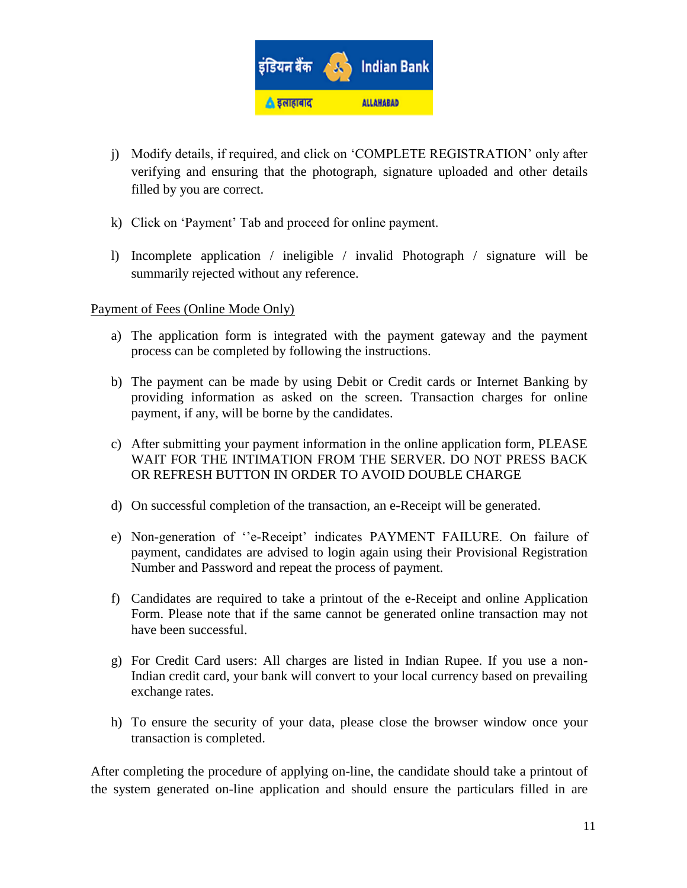j) Modify details, if required, and click on 'COMPLETE REGISTRATION' only after verifying and ensuring that the photograph, signature uploaded and other details filled by you are correct.

k) Click on 'Payment' Tab and proceed for online payment.

l) Incomplete application / ineligible / invalid Photograph / signature will be summarily rejected without any reference.

<u>Payment of Fees (Online Mode Only)</u>

a) The application form is integrated with the payment gateway and the payment process can be completed by following the instructions.

b) The payment can be made by using Debit or Credit cards or Internet Banking by providing information as asked on the screen. Transaction charges for online payment, if any, will be borne by the candidates.

c) After submitting your payment information in the online application form, PLEASE WAIT FOR THE INTIMATION FROM THE SERVER. DO NOT PRESS BACK OR REFRESH BUTTON IN ORDER TO AVOID DOUBLE CHARGE

d) On successful completion of the transaction, an e-Receipt will be generated.

e) Non-generation of ''e-Receipt' indicates PAYMENT FAILURE. On failure of payment, candidates are advised to login again using their Provisional Registration Number and Password and repeat the process of payment.

f) Candidates are required to take a printout of the e-Receipt and online Application Form. Please note that if the same cannot be generated online transaction may not have been successful.

g) For Credit Card users: All charges are listed in Indian Rupee. If you use a non-Indian credit card, your bank will convert to your local currency based on prevailing exchange rates.

h) To ensure the security of your data, please close the browser window once your transaction is completed.

After completing the procedure of applying on-line, the candidate should take a printout of the system generated on-line application and should ensure the particulars filled in are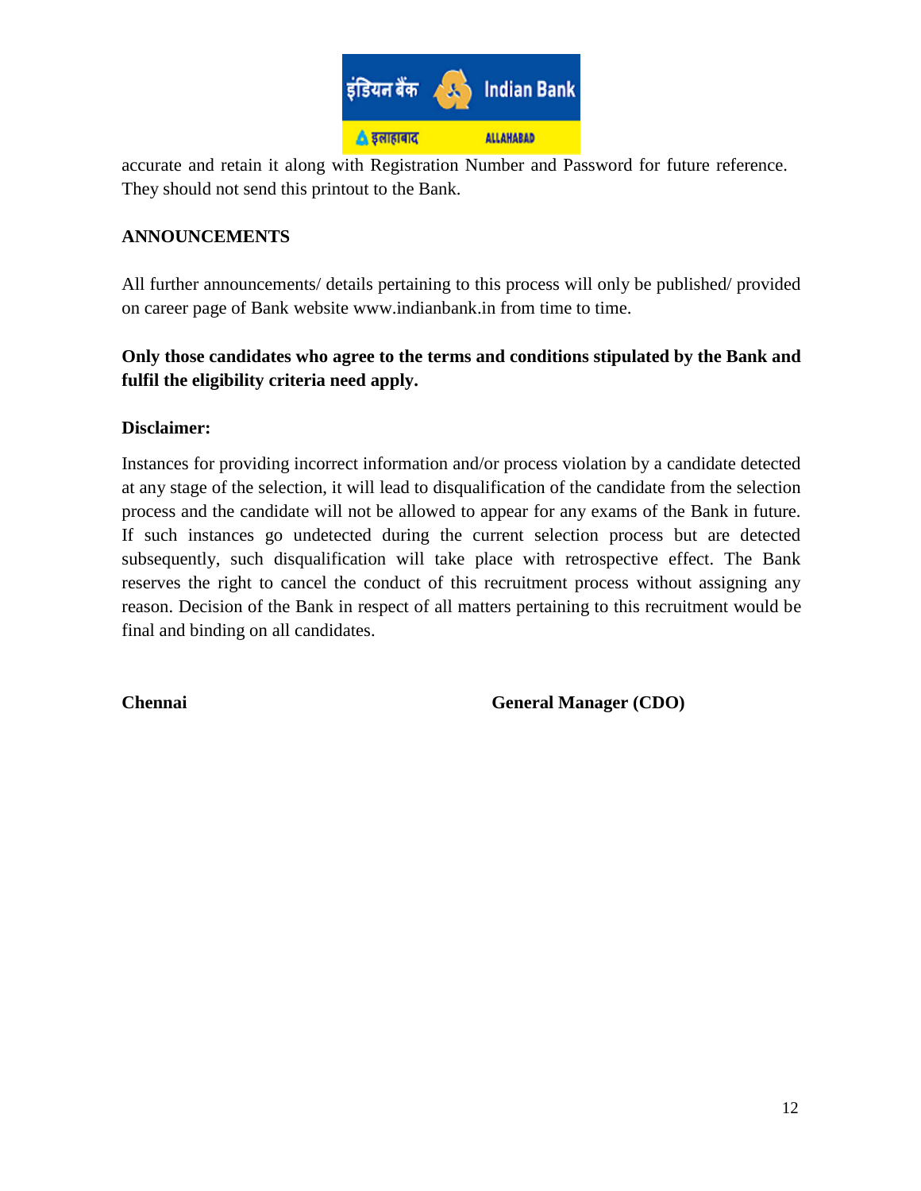accurate and retain it along with Registration Number and Password for future reference. They should not send this printout to the Bank.

## ANNOUNCEMENTS

All further announcements/ details pertaining to this process will only be published/ provided on career page of Bank website www.indianbank.in from time to time.

**Only those candidates who agree to the terms and conditions stipulated by the Bank and fulfil the eligibility criteria need apply.**

**Disclaimer:**

Instances for providing incorrect information and/or process violation by a candidate detected at any stage of the selection, it will lead to disqualification of the candidate from the selection process and the candidate will not be allowed to appear for any exams of the Bank in future. If such instances go undetected during the current selection process but are detected subsequently, such disqualification will take place with retrospective effect. The Bank reserves the right to cancel the conduct of this recruitment process without assigning any reason. Decision of the Bank in respect of all matters pertaining to this recruitment would be final and binding on all candidates.

**Chennai** **General Manager (CDO)**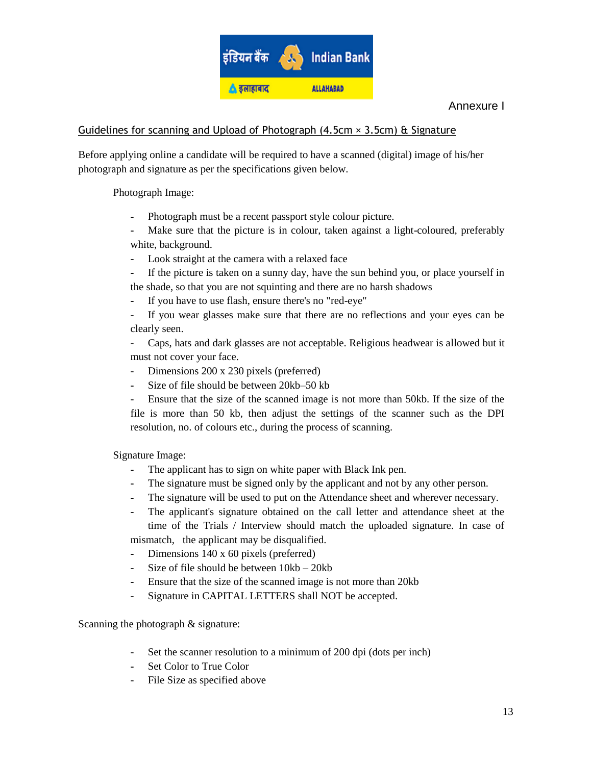Annexure I

## Guidelines for scanning and Upload of Photograph (4.5cm × 3.5cm) & Signature

Before applying online a candidate will be required to have a scanned (digital) image of his/her photograph and signature as per the specifications given below.

Photograph Image:

- Photograph must be a recent passport style colour picture.
- Make sure that the picture is in colour, taken against a light-coloured, preferably white, background.
- Look straight at the camera with a relaxed face
- If the picture is taken on a sunny day, have the sun behind you, or place yourself in the shade, so that you are not squinting and there are no harsh shadows
- If you have to use flash, ensure there's no "red-eye"
- If you wear glasses make sure that there are no reflections and your eyes can be clearly seen.
- Caps, hats and dark glasses are not acceptable. Religious headwear is allowed but it must not cover your face.
- Dimensions 200 x 230 pixels (preferred)
- Size of file should be between 20kb–50 kb
- Ensure that the size of the scanned image is not more than 50kb. If the size of the file is more than 50 kb, then adjust the settings of the scanner such as the DPI resolution, no. of colours etc., during the process of scanning.

Signature Image:

- The applicant has to sign on white paper with Black Ink pen.
- The signature must be signed only by the applicant and not by any other person.
- The signature will be used to put on the Attendance sheet and wherever necessary.
- The applicant's signature obtained on the call letter and attendance sheet at the time of the Trials / Interview should match the uploaded signature. In case of mismatch, the applicant may be disqualified.
- Dimensions 140 x 60 pixels (preferred)
- Size of file should be between 10kb – 20kb
- Ensure that the size of the scanned image is not more than 20kb
- Signature in CAPITAL LETTERS shall NOT be accepted.

Scanning the photograph & signature:

- Set the scanner resolution to a minimum of 200 dpi (dots per inch)
- Set Color to True Color
- File Size as specified above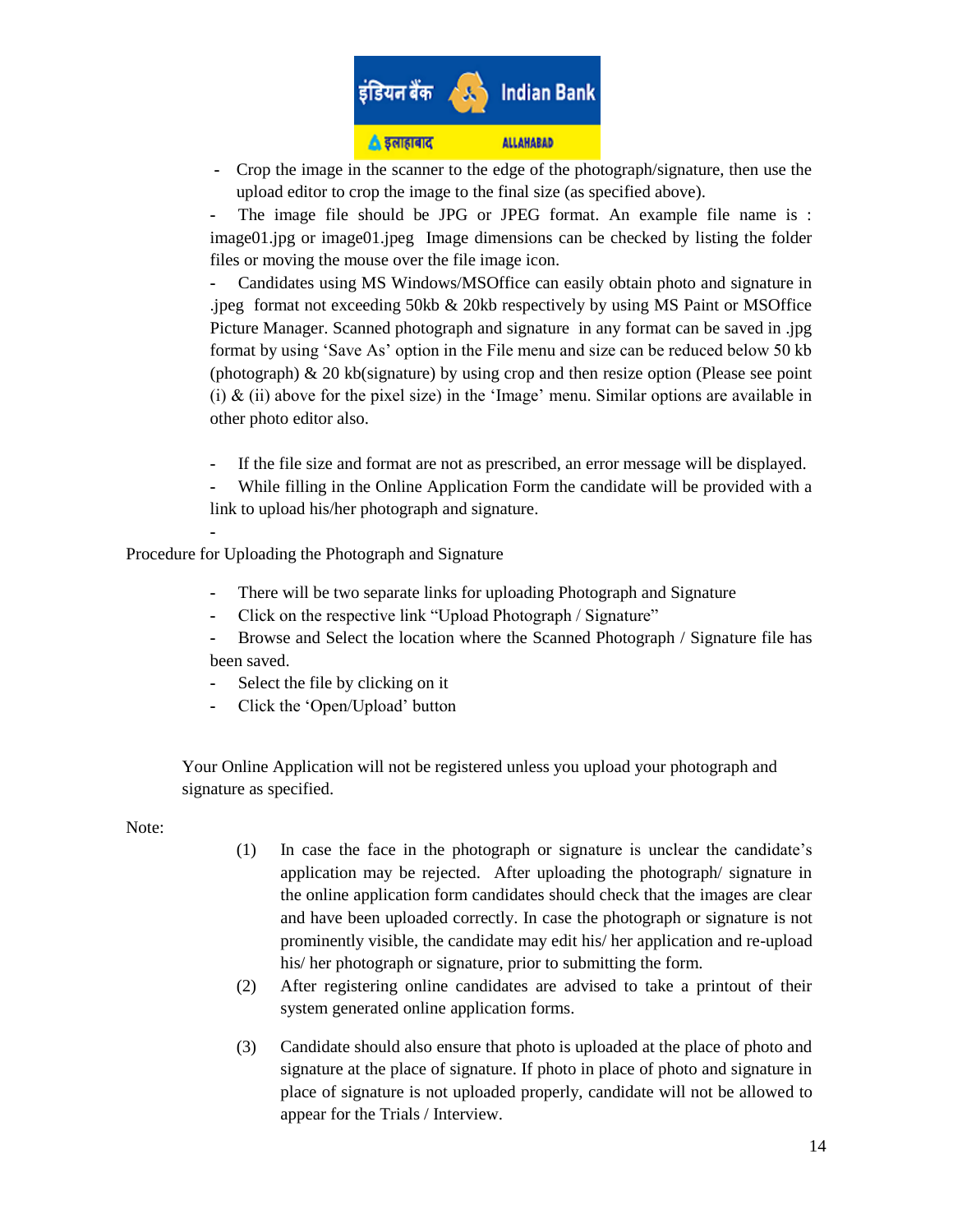- Crop the image in the scanner to the edge of the photograph/signature, then use the upload editor to crop the image to the final size (as specified above).
- The image file should be JPG or JPEG format. An example file name is : image01.jpg or image01.jpeg Image dimensions can be checked by listing the folder files or moving the mouse over the file image icon.
- Candidates using MS Windows/MSOffice can easily obtain photo and signature in .jpeg format not exceeding 50kb & 20kb respectively by using MS Paint or MSOffice Picture Manager. Scanned photograph and signature in any format can be saved in .jpg format by using 'Save As' option in the File menu and size can be reduced below 50 kb (photograph) & 20 kb(signature) by using crop and then resize option (Please see point (i) & (ii) above for the pixel size) in the 'Image' menu. Similar options are available in other photo editor also.

- If the file size and format are not as prescribed, an error message will be displayed.
- While filling in the Online Application Form the candidate will be provided with a link to upload his/her photograph and signature.

-

Procedure for Uploading the Photograph and Signature

- There will be two separate links for uploading Photograph and Signature
- Click on the respective link "Upload Photograph / Signature"
- Browse and Select the location where the Scanned Photograph / Signature file has been saved.
- Select the file by clicking on it
- Click the 'Open/Upload' button

Your Online Application will not be registered unless you upload your photograph and signature as specified.

Note:

(1) In case the face in the photograph or signature is unclear the candidate's application may be rejected. After uploading the photograph/ signature in the online application form candidates should check that the images are clear and have been uploaded correctly. In case the photograph or signature is not prominently visible, the candidate may edit his/ her application and re-upload his/ her photograph or signature, prior to submitting the form.

(2) After registering online candidates are advised to take a printout of their system generated online application forms.

(3) Candidate should also ensure that photo is uploaded at the place of photo and signature at the place of signature. If photo in place of photo and signature in place of signature is not uploaded properly, candidate will not be allowed to appear for the Trials / Interview.